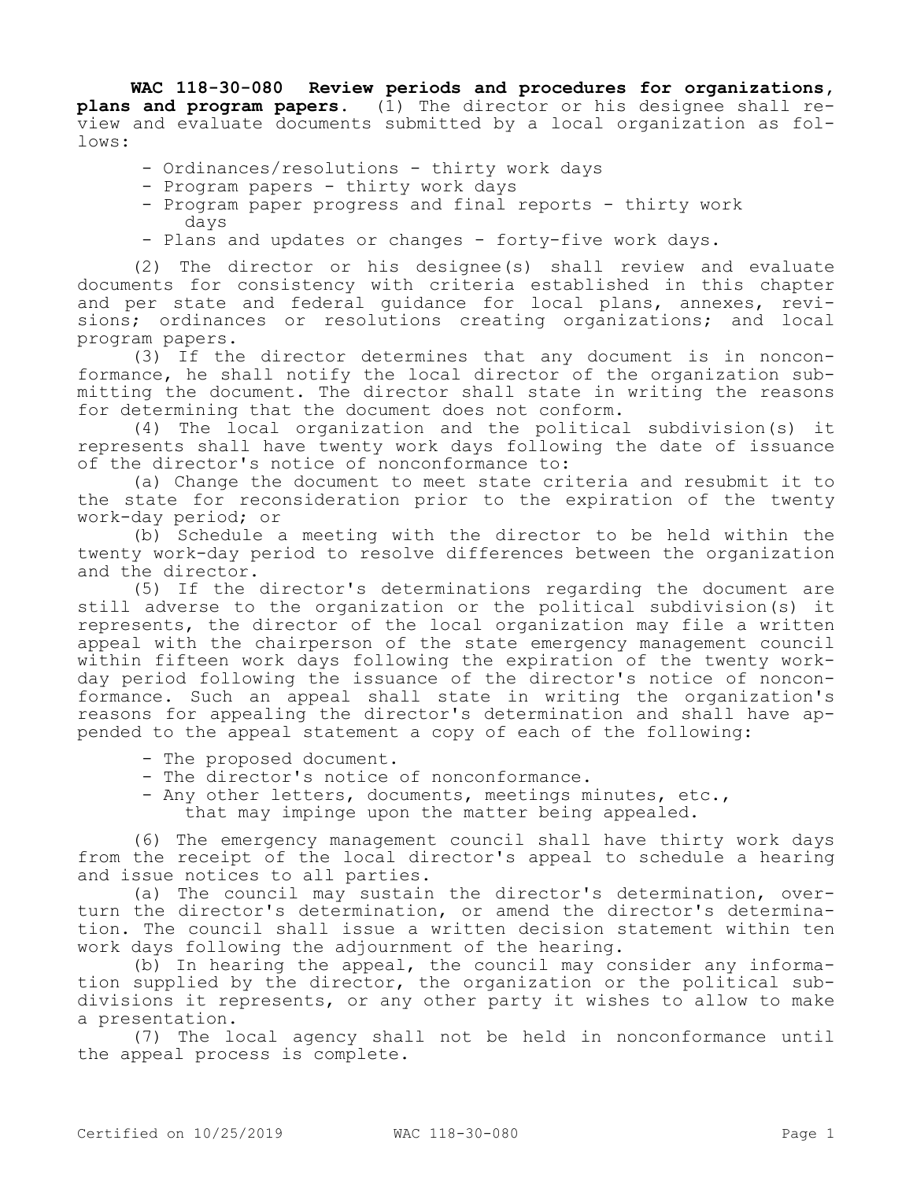**WAC 118-30-080 Review periods and procedures for organizations, plans and program papers.** (1) The director or his designee shall review and evaluate documents submitted by a local organization as follows:

- Ordinances/resolutions - thirty work days
- Program papers - thirty work days
- Program paper progress and final reports - thirty work days
- Plans and updates or changes - forty-five work days.

(2) The director or his designee(s) shall review and evaluate documents for consistency with criteria established in this chapter and per state and federal guidance for local plans, annexes, revisions; ordinances or resolutions creating organizations; and local program papers.

(3) If the director determines that any document is in nonconformance, he shall notify the local director of the organization submitting the document. The director shall state in writing the reasons for determining that the document does not conform.

(4) The local organization and the political subdivision(s) it represents shall have twenty work days following the date of issuance of the director's notice of nonconformance to:

(a) Change the document to meet state criteria and resubmit it to the state for reconsideration prior to the expiration of the twenty work-day period; or

(b) Schedule a meeting with the director to be held within the twenty work-day period to resolve differences between the organization and the director.

(5) If the director's determinations regarding the document are still adverse to the organization or the political subdivision(s) it represents, the director of the local organization may file a written appeal with the chairperson of the state emergency management council within fifteen work days following the expiration of the twenty work-day period following the issuance of the director's notice of nonconformance. Such an appeal shall state in writing the organization's reasons for appealing the director's determination and shall have appended to the appeal statement a copy of each of the following:

- The proposed document.
- The director's notice of nonconformance.
- Any other letters, documents, meetings minutes, etc., that may impinge upon the matter being appealed.

(6) The emergency management council shall have thirty work days from the receipt of the local director's appeal to schedule a hearing and issue notices to all parties.

(a) The council may sustain the director's determination, overturn the director's determination, or amend the director's determination. The council shall issue a written decision statement within ten work days following the adjournment of the hearing.

(b) In hearing the appeal, the council may consider any information supplied by the director, the organization or the political subdivisions it represents, or any other party it wishes to allow to make a presentation.

(7) The local agency shall not be held in nonconformance until the appeal process is complete.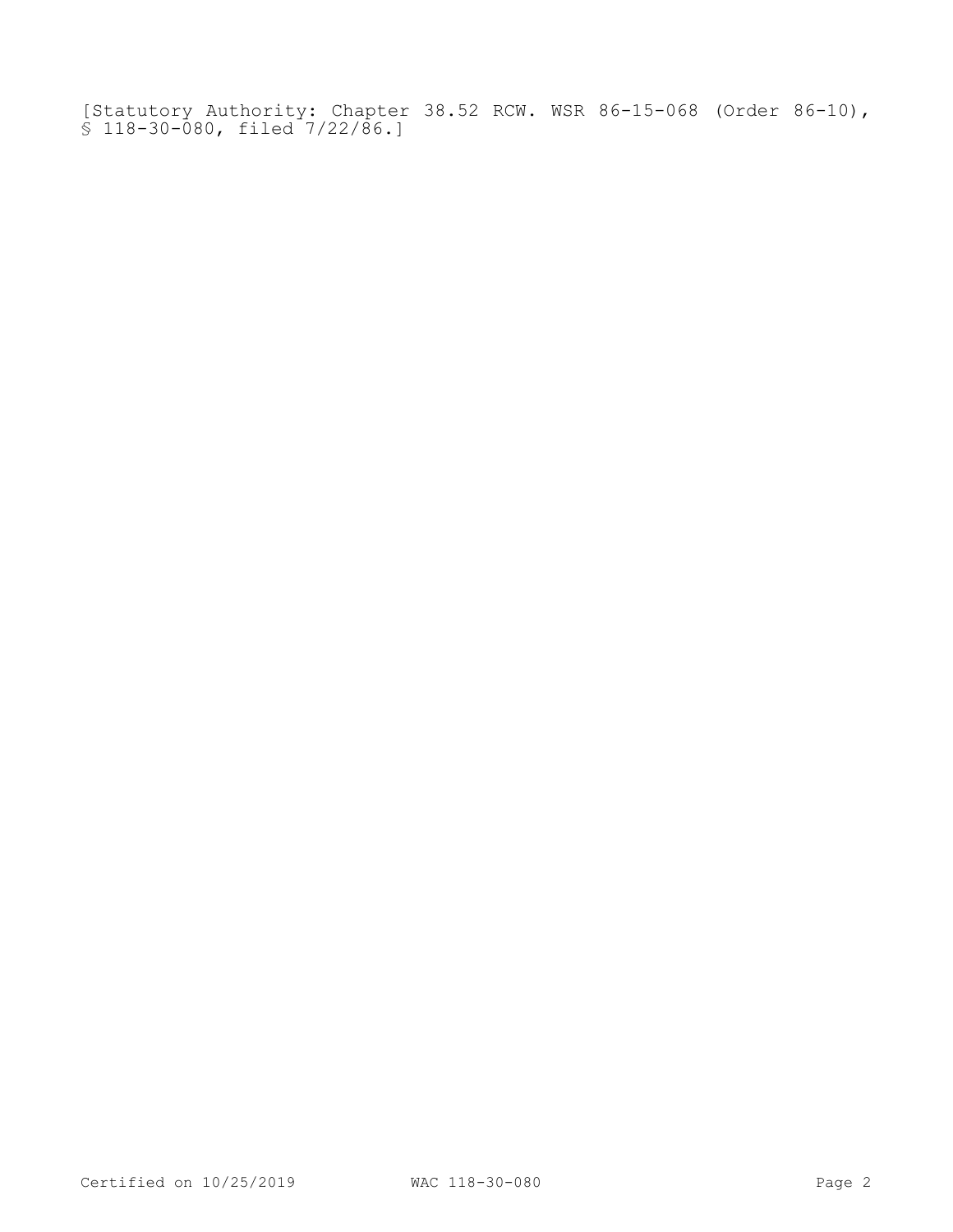[Statutory Authority: Chapter 38.52 RCW. WSR 86-15-068 (Order 86-10), § 118-30-080, filed 7/22/86.]